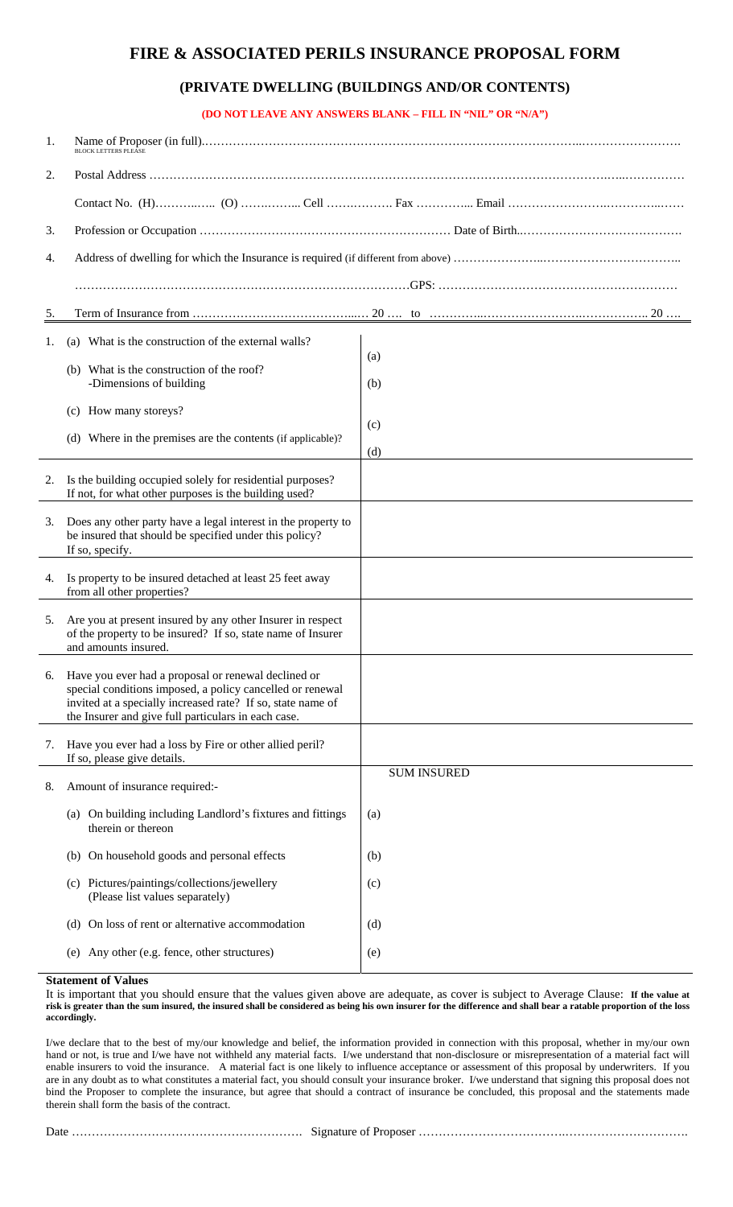# FIRE & ASSOCIATED PERILS INSURANCE PROPOSAL FORM

## (PRIVATE DWELLING (BUILDINGS AND/OR CONTENTS)

**(DO NOT LEAVE ANY ANSWERS BLANK – FILL IN "NIL" OR "N/A")**

1. Name of Proposer (in full)……………………………………………………………………………………………..…………………… BLOCK LETTERS PLEASE

2. Postal Address …………………………………………………………………………………………………………….…..……………

   Contact No. (H)………..….. (O) ……..…….. Cell …….………. Fax ………….. Email ……………………….………..……

3. Profession or Occupation ……………………………………………………… Date of Birth..………………………………….

4. Address of dwelling for which the Insurance is required (if different from above) …………………..……………………………..

   ………………………………………………………………………GPS: ……………………………………………………

5. Term of Insurance from …………………………………....… 20 …. to …………..…………………….…………….. 20 ….

| Question | Answer |
|---|---|
| 1. (a) What is the construction of the external walls? | (a) |
| (b) What is the construction of the roof? -Dimensions of building | (b) |
| (c) How many storeys? | (c) |
| (d) Where in the premises are the contents (if applicable)? | (d) |
| 2. Is the building occupied solely for residential purposes? If not, for what other purposes is the building used? | |
| 3. Does any other party have a legal interest in the property to be insured that should be specified under this policy? If so, specify. | |
| 4. Is property to be insured detached at least 25 feet away from all other properties? | |
| 5. Are you at present insured by any other Insurer in respect of the property to be insured? If so, state name of Insurer and amounts insured. | |
| 6. Have you ever had a proposal or renewal declined or special conditions imposed, a policy cancelled or renewal invited at a specially increased rate? If so, state name of the Insurer and give full particulars in each case. | |
| 7. Have you ever had a loss by Fire or other allied peril? If so, please give details. | |
| 8. Amount of insurance required:- | SUM INSURED |
| (a) On building including Landlord's fixtures and fittings therein or thereon | (a) |
| (b) On household goods and personal effects | (b) |
| (c) Pictures/paintings/collections/jewellery (Please list values separately) | (c) |
| (d) On loss of rent or alternative accommodation | (d) |
| (e) Any other (e.g. fence, other structures) | (e) |

**Statement of Values**

It is important that you should ensure that the values given above are adequate, as cover is subject to Average Clause: **If the value at risk is greater than the sum insured, the insured shall be considered as being his own insurer for the difference and shall bear a ratable proportion of the loss accordingly.**

I/we declare that to the best of my/our knowledge and belief, the information provided in connection with this proposal, whether in my/our own hand or not, is true and I/we have not withheld any material facts. I/we understand that non-disclosure or misrepresentation of a material fact will enable insurers to void the insurance. A material fact is one likely to influence acceptance or assessment of this proposal by underwriters. If you are in any doubt as to what constitutes a material fact, you should consult your insurance broker. I/we understand that signing this proposal does not bind the Proposer to complete the insurance, but agree that should a contract of insurance be concluded, this proposal and the statements made therein shall form the basis of the contract.

Date …………………………………………………. Signature of Proposer ……………………………….………………………….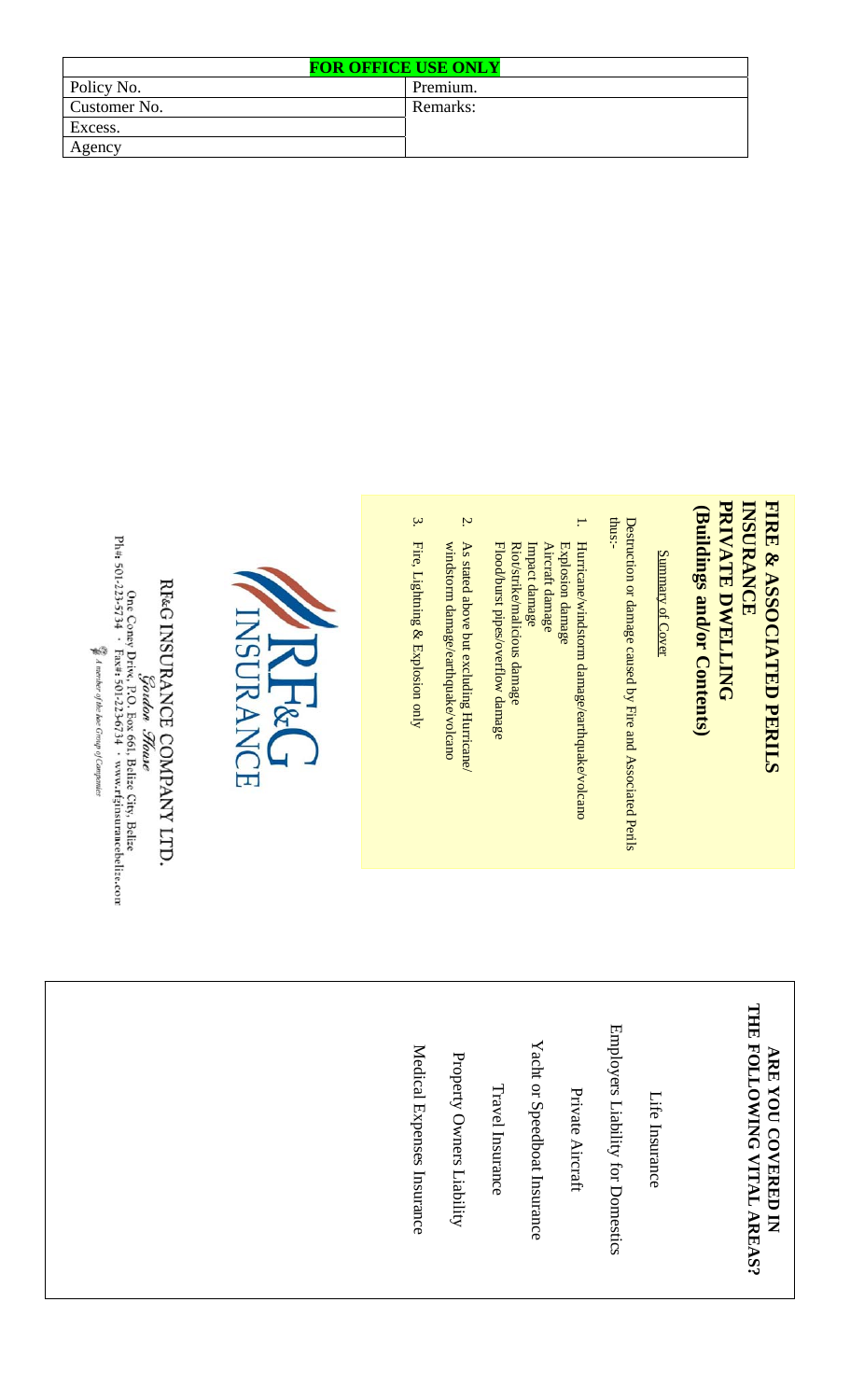| FOR OFFICE USE ONLY | |
|---|---|
| Policy No. | Premium. |
| Customer No. | Remarks: |
| Excess. | |
| Agency | |

# FIRE & ASSOCIATED PERILS INSURANCE PRIVATE DWELLING (Buildings and/or Contents)

Summary of Cover

Destruction or damage caused by Fire and Associated Perils thus:-

1. Hurricane/windstorm damage/earthquake/volcano
   Explosion damage
   Aircraft damage
   Impact damage
   Riot/strike/malicious damage
   Flood/burst pipes/overflow damage
2. As stated above but excluding Hurricane/windstorm damage/earthquake/volcano
3. Fire, Lightning & Explosion only

RF&G INSURANCE

RF&G INSURANCE COMPANY LTD.

*Gordon House*

One Coney Drive, P.O. Box 661, Belize City, Belize

Ph#: 501-223-5734 · Fax#: 501-223-6734 · www.rfginsurancebelize.com

A member of the Lee Group of Companies

## ARE YOU COVERED IN THE FOLLOWING VITAL AREAS?

Life Insurance

Employers Liability for Domestics

Private Aircraft

Yacht or Speedboat Insurance

Travel Insurance

Property Owners Liability

Medical Expenses Insurance